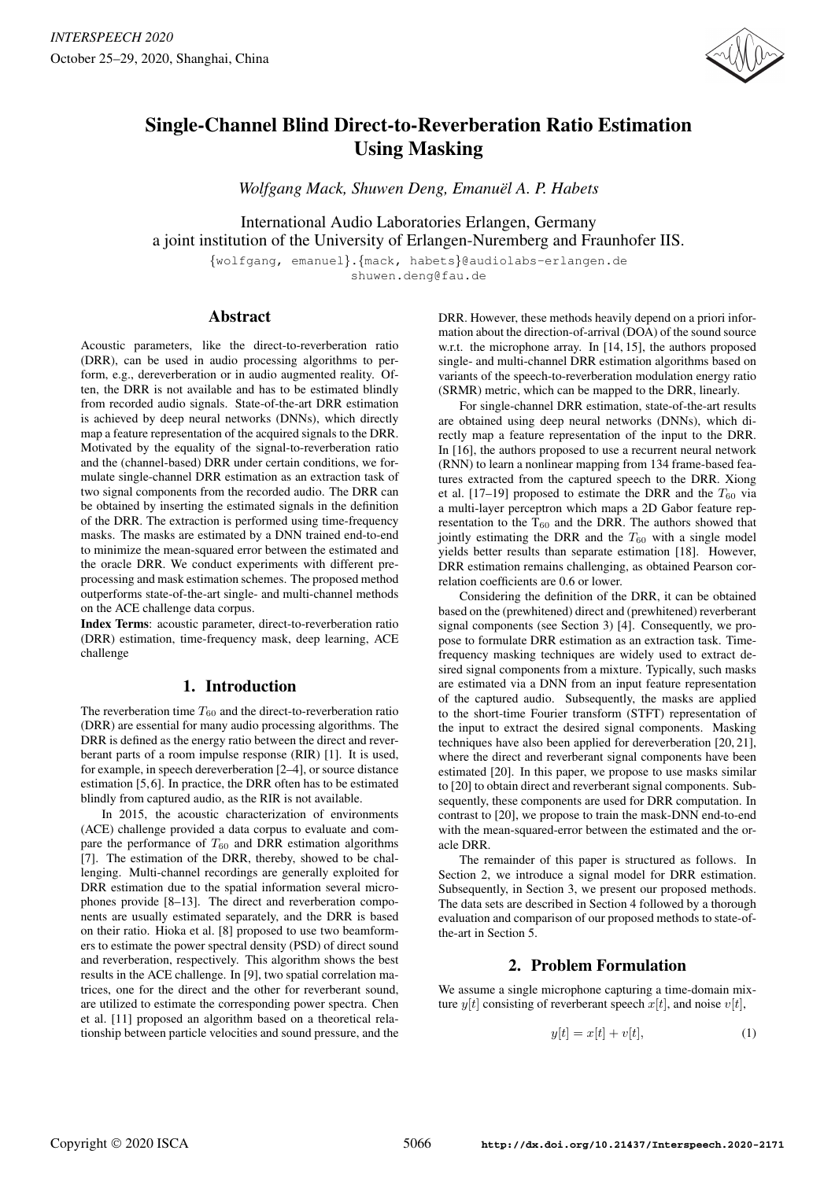# Single-Channel Blind Direct-to-Reverberation Ratio Estimation Using Masking

*Wolfgang Mack, Shuwen Deng, Emanuël A. P. Habets*

International Audio Laboratories Erlangen, Germany
a joint institution of the University of Erlangen-Nuremberg and Fraunhofer IIS.

{wolfgang, emanuel}.{mack, habets}@audiolabs-erlangen.de
shuwen.deng@fau.de

## Abstract

Acoustic parameters, like the direct-to-reverberation ratio (DRR), can be used in audio processing algorithms to perform, e.g., dereverberation or in audio augmented reality. Often, the DRR is not available and has to be estimated blindly from recorded audio signals. State-of-the-art DRR estimation is achieved by deep neural networks (DNNs), which directly map a feature representation of the acquired signals to the DRR. Motivated by the equality of the signal-to-reverberation ratio and the (channel-based) DRR under certain conditions, we formulate single-channel DRR estimation as an extraction task of two signal components from the recorded audio. The DRR can be obtained by inserting the estimated signals in the definition of the DRR. The extraction is performed using time-frequency masks. The masks are estimated by a DNN trained end-to-end to minimize the mean-squared error between the estimated and the oracle DRR. We conduct experiments with different preprocessing and mask estimation schemes. The proposed method outperforms state-of-the-art single- and multi-channel methods on the ACE challenge data corpus.

**Index Terms**: acoustic parameter, direct-to-reverberation ratio (DRR) estimation, time-frequency mask, deep learning, ACE challenge

## 1. Introduction

The reverberation time $T_{60}$ and the direct-to-reverberation ratio (DRR) are essential for many audio processing algorithms. The DRR is defined as the energy ratio between the direct and reverberant parts of a room impulse response (RIR) [1]. It is used, for example, in speech dereverberation [2–4], or source distance estimation [5,6]. In practice, the DRR often has to be estimated blindly from captured audio, as the RIR is not available.

In 2015, the acoustic characterization of environments (ACE) challenge provided a data corpus to evaluate and compare the performance of $T_{60}$ and DRR estimation algorithms [7]. The estimation of the DRR, thereby, showed to be challenging. Multi-channel recordings are generally exploited for DRR estimation due to the spatial information several microphones provide [8–13]. The direct and reverberation components are usually estimated separately, and the DRR is based on their ratio. Hioka et al. [8] proposed to use two beamformers to estimate the power spectral density (PSD) of direct sound and reverberation, respectively. This algorithm shows the best results in the ACE challenge. In [9], two spatial correlation matrices, one for the direct and the other for reverberant sound, are utilized to estimate the corresponding power spectra. Chen et al. [11] proposed an algorithm based on a theoretical relationship between particle velocities and sound pressure, and the DRR. However, these methods heavily depend on a priori information about the direction-of-arrival (DOA) of the sound source w.r.t. the microphone array. In [14, 15], the authors proposed single- and multi-channel DRR estimation algorithms based on variants of the speech-to-reverberation modulation energy ratio (SRMR) metric, which can be mapped to the DRR, linearly.

For single-channel DRR estimation, state-of-the-art results are obtained using deep neural networks (DNNs), which directly map a feature representation of the input to the DRR. In [16], the authors proposed to use a recurrent neural network (RNN) to learn a nonlinear mapping from 134 frame-based features extracted from the captured speech to the DRR. Xiong et al. [17–19] proposed to estimate the DRR and the $T_{60}$ via a multi-layer perceptron which maps a 2D Gabor feature representation to the $T_{60}$ and the DRR. The authors showed that jointly estimating the DRR and the $T_{60}$ with a single model yields better results than separate estimation [18]. However, DRR estimation remains challenging, as obtained Pearson correlation coefficients are 0.6 or lower.

Considering the definition of the DRR, it can be obtained based on the (prewhitened) direct and (prewhitened) reverberant signal components (see Section 3) [4]. Consequently, we propose to formulate DRR estimation as an extraction task. Time-frequency masking techniques are widely used to extract desired signal components from a mixture. Typically, such masks are estimated via a DNN from an input feature representation of the captured audio. Subsequently, the masks are applied to the short-time Fourier transform (STFT) representation of the input to extract the desired signal components. Masking techniques have also been applied for dereverberation [20, 21], where the direct and reverberant signal components have been estimated [20]. In this paper, we propose to use masks similar to [20] to obtain direct and reverberant signal components. Subsequently, these components are used for DRR computation. In contrast to [20], we propose to train the mask-DNN end-to-end with the mean-squared-error between the estimated and the oracle DRR.

The remainder of this paper is structured as follows. In Section 2, we introduce a signal model for DRR estimation. Subsequently, in Section 3, we present our proposed methods. The data sets are described in Section 4 followed by a thorough evaluation and comparison of our proposed methods to state-of-the-art in Section 5.

## 2. Problem Formulation

We assume a single microphone capturing a time-domain mixture $y[t]$ consisting of reverberant speech $x[t]$, and noise $v[t]$,

$$y[t] = x[t] + v[t], \tag{1}$$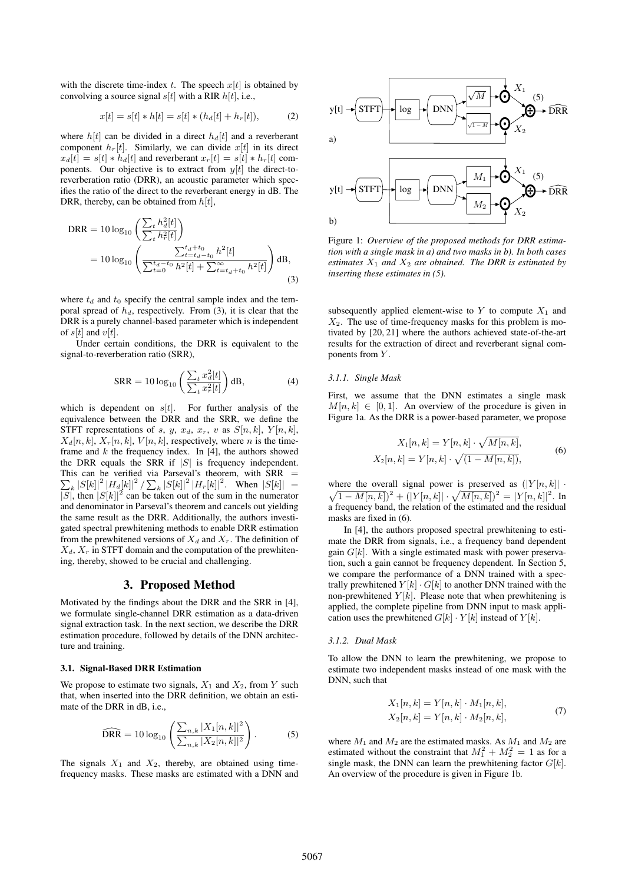with the discrete time-index $t$. The speech $x[t]$ is obtained by convolving a source signal $s[t]$ with a RIR $h[t]$, i.e.,

$$x[t] = s[t] * h[t] = s[t] * (h_d[t] + h_r[t]), \tag{2}$$

where $h[t]$ can be divided in a direct $h_d[t]$ and a reverberant component $h_r[t]$. Similarly, we can divide $x[t]$ in its direct $x_d[t] = s[t] * h_d[t]$ and reverberant $x_r[t] = s[t] * h_r[t]$ components. Our objective is to extract from $y[t]$ the direct-to-reverberation ratio (DRR), an acoustic parameter which specifies the ratio of the direct to the reverberant energy in dB. The DRR, thereby, can be obtained from $h[t]$,

$$\begin{aligned}\text{DRR} &= 10\log_{10}\left(\frac{\sum_t h_d^2[t]}{\sum_t h_r^2[t]}\right) \\ &= 10\log_{10}\left(\frac{\sum_{t=t_d-t_0}^{t_d+t_0} h^2[t]}{\sum_{t=0}^{t_d-t_0} h^2[t] + \sum_{t=t_d+t_0}^{\infty} h^2[t]}\right)\text{dB},\end{aligned} \tag{3}$$

where $t_d$ and $t_0$ specify the central sample index and the temporal spread of $h_d$, respectively. From (3), it is clear that the DRR is a purely channel-based parameter which is independent of $s[t]$ and $v[t]$.

Under certain conditions, the DRR is equivalent to the signal-to-reverberation ratio (SRR),

$$\text{SRR} = 10\log_{10}\left(\frac{\sum_t x_d^2[t]}{\sum_t x_r^2[t]}\right)\text{dB}, \tag{4}$$

which is dependent on $s[t]$. For further analysis of the equivalence between the DRR and the SRR, we define the STFT representations of $s$, $y$, $x_d$, $x_r$, $v$ as $S[n,k]$, $Y[n,k]$, $X_d[n,k]$, $X_r[n,k]$, $V[n,k]$, respectively, where $n$ is the time-frame and $k$ the frequency index. In [4], the authors showed the DRR equals the SRR if $|S|$ is frequency independent. This can be verified via Parseval's theorem, with $\text{SRR} = \sum_k |S[k]|^2 |H_d[k]|^2 / \sum_k |S[k]|^2 |H_r[k]|^2$. When $|S[k]| = |S|$, then $|S[k]|^2$ can be taken out of the sum in the numerator and denominator in Parseval's theorem and cancels out yielding the same result as the DRR. Additionally, the authors investigated spectral prewhitening methods to enable DRR estimation from the prewhitened versions of $X_d$ and $X_r$. The definition of $X_d$, $X_r$ in STFT domain and the computation of the prewhitening, thereby, showed to be crucial and challenging.

## 3. Proposed Method

Motivated by the findings about the DRR and the SRR in [4], we formulate single-channel DRR estimation as a data-driven signal extraction task. In the next section, we describe the DRR estimation procedure, followed by details of the DNN architecture and training.

### 3.1. Signal-Based DRR Estimation

We propose to estimate two signals, $X_1$ and $X_2$, from $Y$ such that, when inserted into the DRR definition, we obtain an estimate of the DRR in dB, i.e.,

$$\widehat{\text{DRR}} = 10\log_{10}\left(\frac{\sum_{n,k} |X_1[n,k]|^2}{\sum_{n,k} |X_2[n,k]|^2}\right). \tag{5}$$

The signals $X_1$ and $X_2$, thereby, are obtained using time-frequency masks. These masks are estimated with a DNN and subsequently applied element-wise to $Y$ to compute $X_1$ and $X_2$. The use of time-frequency masks for this problem is motivated by [20, 21] where the authors achieved state-of-the-art results for the extraction of direct and reverberant signal components from $Y$.

Figure 1: *Overview of the proposed methods for DRR estimation with a single mask in a) and two masks in b). In both cases estimates $X_1$ and $X_2$ are obtained. The DRR is estimated by inserting these estimates in (5).*

#### 3.1.1. Single Mask

First, we assume that the DNN estimates a single mask $M[n,k] \in [0,1]$. An overview of the procedure is given in Figure 1a. As the DRR is a power-based parameter, we propose

$$\begin{aligned}X_1[n,k] &= Y[n,k] \cdot \sqrt{M[n,k]}, \\ X_2[n,k] &= Y[n,k] \cdot \sqrt{(1 - M[n,k])},\end{aligned} \tag{6}$$

where the overall signal power is preserved as $(|Y[n,k]| \cdot \sqrt{1 - M[n,k]})^2 + (|Y[n,k]| \cdot \sqrt{M[n,k]})^2 = |Y[n,k]|^2$. In a frequency band, the relation of the estimated and the residual masks are fixed in (6).

In [4], the authors proposed spectral prewhitening to estimate the DRR from signals, i.e., a frequency band dependent gain $G[k]$. With a single estimated mask with power preservation, such a gain cannot be frequency dependent. In Section 5, we compare the performance of a DNN trained with a spectrally prewhitened $Y[k] \cdot G[k]$ to another DNN trained with the non-prewhitened $Y[k]$. Please note that when prewhitening is applied, the complete pipeline from DNN input to mask application uses the prewhitened $G[k] \cdot Y[k]$ instead of $Y[k]$.

#### 3.1.2. Dual Mask

To allow the DNN to learn the prewhitening, we propose to estimate two independent masks instead of one mask with the DNN, such that

$$\begin{aligned}X_1[n,k] &= Y[n,k] \cdot M_1[n,k], \\ X_2[n,k] &= Y[n,k] \cdot M_2[n,k],\end{aligned} \tag{7}$$

where $M_1$ and $M_2$ are the estimated masks. As $M_1$ and $M_2$ are estimated without the constraint that $M_1^2 + M_2^2 = 1$ as for a single mask, the DNN can learn the prewhitening factor $G[k]$. An overview of the procedure is given in Figure 1b.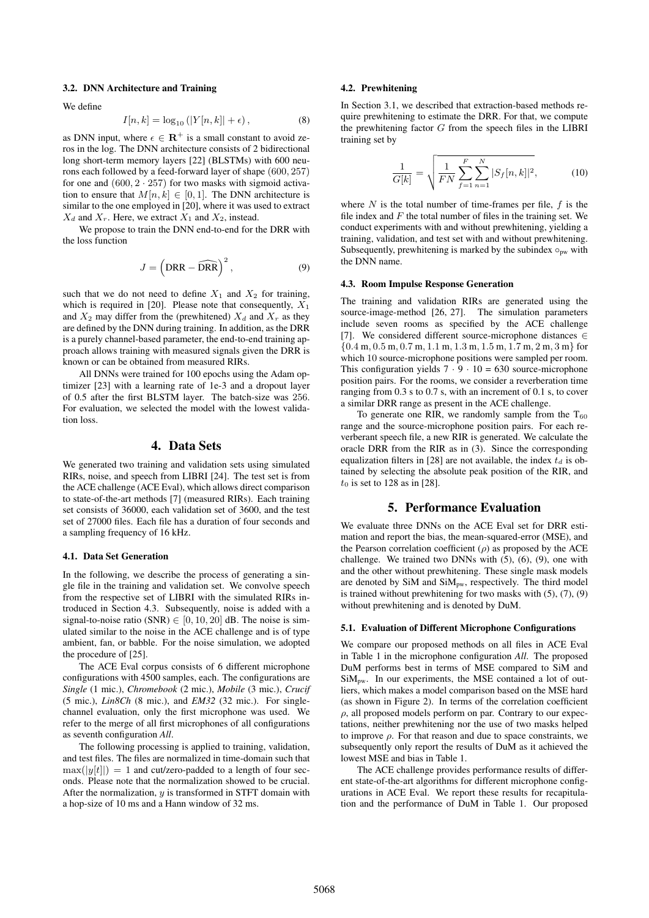### 3.2. DNN Architecture and Training

We define

$$I[n, k] = \log_{10}(|Y[n, k]| + \epsilon), \tag{8}$$

as DNN input, where $\epsilon \in \mathbf{R}^+$ is a small constant to avoid zeros in the log. The DNN architecture consists of 2 bidirectional long short-term memory layers [22] (BLSTMs) with 600 neurons each followed by a feed-forward layer of shape $(600, 257)$ for one and $(600, 2 \cdot 257)$ for two masks with sigmoid activation to ensure that $M[n, k] \in [0, 1]$. The DNN architecture is similar to the one employed in [20], where it was used to extract $X_d$ and $X_r$. Here, we extract $X_1$ and $X_2$, instead.

We propose to train the DNN end-to-end for the DRR with the loss function

$$J = \left(\mathrm{DRR} - \widehat{\mathrm{DRR}}\right)^2, \tag{9}$$

such that we do not need to define $X_1$ and $X_2$ for training, which is required in [20]. Please note that consequently, $X_1$ and $X_2$ may differ from the (prewhitened) $X_d$ and $X_r$ as they are defined by the DNN during training. In addition, as the DRR is a purely channel-based parameter, the end-to-end training approach allows training with measured signals given the DRR is known or can be obtained from measured RIRs.

All DNNs were trained for 100 epochs using the Adam optimizer [23] with a learning rate of 1e-3 and a dropout layer of 0.5 after the first BLSTM layer. The batch-size was 256. For evaluation, we selected the model with the lowest validation loss.

## 4. Data Sets

We generated two training and validation sets using simulated RIRs, noise, and speech from LIBRI [24]. The test set is from the ACE challenge (ACE Eval), which allows direct comparison to state-of-the-art methods [7] (measured RIRs). Each training set consists of 36000, each validation set of 3600, and the test set of 27000 files. Each file has a duration of four seconds and a sampling frequency of 16 kHz.

### 4.1. Data Set Generation

In the following, we describe the process of generating a single file in the training and validation set. We convolve speech from the respective set of LIBRI with the simulated RIRs introduced in Section 4.3. Subsequently, noise is added with a signal-to-noise ratio (SNR) $\in [0, 10, 20]$ dB. The noise is simulated similar to the noise in the ACE challenge and is of type ambient, fan, or babble. For the noise simulation, we adopted the procedure of [25].

The ACE Eval corpus consists of 6 different microphone configurations with 4500 samples, each. The configurations are *Single* (1 mic.), *Chromebook* (2 mic.), *Mobile* (3 mic.), *Crucif* (5 mic.), *Lin8Ch* (8 mic.), and *EM32* (32 mic.). For single-channel evaluation, only the first microphone was used. We refer to the merge of all first microphones of all configurations as seventh configuration *All*.

The following processing is applied to training, validation, and test files. The files are normalized in time-domain such that $\max(|y[t]|) = 1$ and cut/zero-padded to a length of four seconds. Please note that the normalization showed to be crucial. After the normalization, $y$ is transformed in STFT domain with a hop-size of 10 ms and a Hann window of 32 ms.

### 4.2. Prewhitening

In Section 3.1, we described that extraction-based methods require prewhitening to estimate the DRR. For that, we compute the prewhitening factor $G$ from the speech files in the LIBRI training set by

$$\frac{1}{G[k]} = \sqrt{\frac{1}{FN} \sum_{f=1}^{F} \sum_{n=1}^{N} |S_f[n, k]|^2}, \tag{10}$$

where $N$ is the total number of time-frames per file, $f$ is the file index and $F$ the total number of files in the training set. We conduct experiments with and without prewhitening, yielding a training, validation, and test set with and without prewhitening. Subsequently, prewhitening is marked by the subindex $\circ_{\mathrm{pw}}$ with the DNN name.

### 4.3. Room Impulse Response Generation

The training and validation RIRs are generated using the source-image-method [26, 27]. The simulation parameters include seven rooms as specified by the ACE challenge [7]. We considered different source-microphone distances $\in \{0.4\,\mathrm{m}, 0.5\,\mathrm{m}, 0.7\,\mathrm{m}, 1.1\,\mathrm{m}, 1.3\,\mathrm{m}, 1.5\,\mathrm{m}, 1.7\,\mathrm{m}, 2\,\mathrm{m}, 3\,\mathrm{m}\}$ for which 10 source-microphone positions were sampled per room. This configuration yields $7 \cdot 9 \cdot 10 = 630$ source-microphone position pairs. For the rooms, we consider a reverberation time ranging from 0.3 s to 0.7 s, with an increment of 0.1 s, to cover a similar DRR range as present in the ACE challenge.

To generate one RIR, we randomly sample from the $\mathrm{T}_{60}$ range and the source-microphone position pairs. For each reverberant speech file, a new RIR is generated. We calculate the oracle DRR from the RIR as in (3). Since the corresponding equalization filters in [28] are not available, the index $t_d$ is obtained by selecting the absolute peak position of the RIR, and $t_0$ is set to 128 as in [28].

## 5. Performance Evaluation

We evaluate three DNNs on the ACE Eval set for DRR estimation and report the bias, the mean-squared-error (MSE), and the Pearson correlation coefficient ($\rho$) as proposed by the ACE challenge. We trained two DNNs with (5), (6), (9), one with and the other without prewhitening. These single mask models are denoted by SiM and $\mathrm{SiM}_{\mathrm{pw}}$, respectively. The third model is trained without prewhitening for two masks with (5), (7), (9) without prewhitening and is denoted by DuM.

### 5.1. Evaluation of Different Microphone Configurations

We compare our proposed methods on all files in ACE Eval in Table 1 in the microphone configuration *All*. The proposed DuM performs best in terms of MSE compared to SiM and $\mathrm{SiM}_{\mathrm{pw}}$. In our experiments, the MSE contained a lot of outliers, which makes a model comparison based on the MSE hard (as shown in Figure 2). In terms of the correlation coefficient $\rho$, all proposed models perform on par. Contrary to our expectations, neither prewhitening nor the use of two masks helped to improve $\rho$. For that reason and due to space constraints, we subsequently only report the results of DuM as it achieved the lowest MSE and bias in Table 1.

The ACE challenge provides performance results of different state-of-the-art algorithms for different microphone configurations in ACE Eval. We report these results for recapitulation and the performance of DuM in Table 1. Our proposed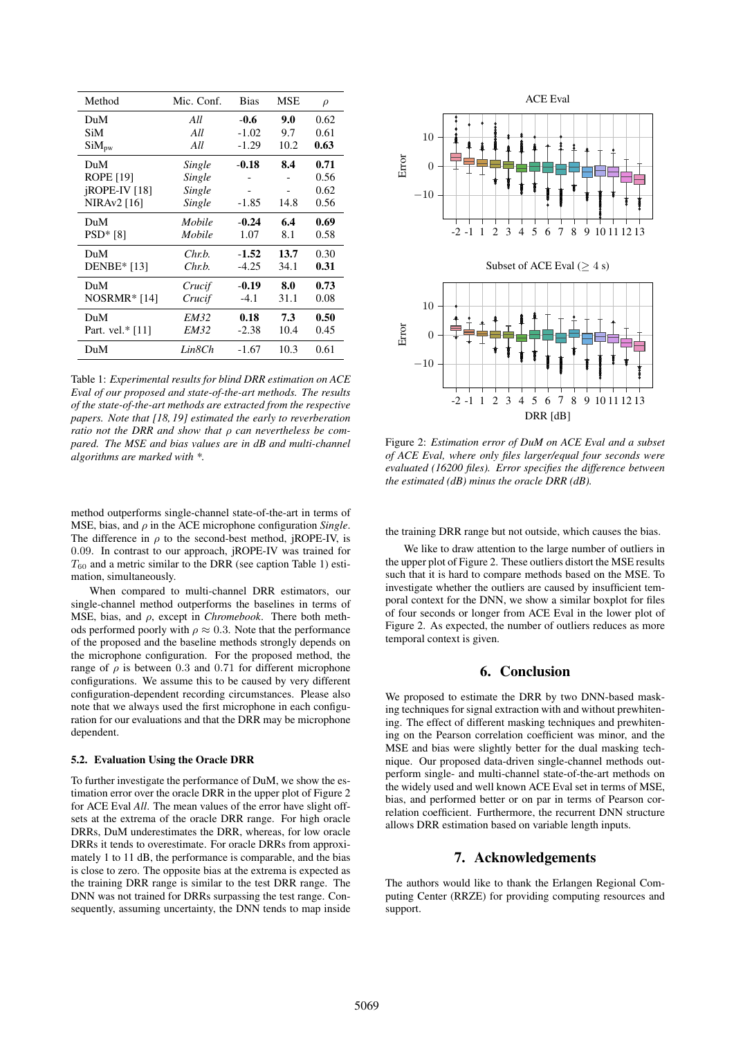| Method | Mic. Conf. | Bias | MSE | $\rho$ |
|---|---|---|---|---|
| DuM | *All* | **-0.6** | **9.0** | 0.62 |
| SiM | *All* | -1.02 | 9.7 | 0.61 |
| $\text{SiM}_{\text{pw}}$ | *All* | -1.29 | 10.2 | **0.63** |
| DuM | *Single* | **-0.18** | **8.4** | **0.71** |
| ROPE [19] | *Single* | - | - | 0.56 |
| jROPE-IV [18] | *Single* | - | - | 0.62 |
| NIRAv2 [16] | *Single* | -1.85 | 14.8 | 0.56 |
| DuM | *Mobile* | **-0.24** | **6.4** | **0.69** |
| PSD* [8] | *Mobile* | 1.07 | 8.1 | 0.58 |
| DuM | *Chr.b.* | **-1.52** | **13.7** | 0.30 |
| DENBE* [13] | *Chr.b.* | -4.25 | 34.1 | **0.31** |
| DuM | *Crucif* | **-0.19** | **8.0** | **0.73** |
| NOSRMR* [14] | *Crucif* | -4.1 | 31.1 | 0.08 |
| DuM | *EM32* | **0.18** | **7.3** | **0.50** |
| Part. vel.* [11] | *EM32* | -2.38 | 10.4 | 0.45 |
| DuM | *Lin8Ch* | -1.67 | 10.3 | 0.61 |

Table 1: *Experimental results for blind DRR estimation on ACE Eval of our proposed and state-of-the-art methods. The results of the state-of-the-art methods are extracted from the respective papers. Note that [18, 19] estimated the early to reverberation ratio not the DRR and show that $\rho$ can nevertheless be compared. The MSE and bias values are in dB and multi-channel algorithms are marked with \*.*

method outperforms single-channel state-of-the-art in terms of MSE, bias, and $\rho$ in the ACE microphone configuration *Single*. The difference in $\rho$ to the second-best method, jROPE-IV, is $0.09$. In contrast to our approach, jROPE-IV was trained for $T_{60}$ and a metric similar to the DRR (see caption Table 1) estimation, simultaneously.

When compared to multi-channel DRR estimators, our single-channel method outperforms the baselines in terms of MSE, bias, and $\rho$, except in *Chromebook*. There both methods performed poorly with $\rho \approx 0.3$. Note that the performance of the proposed and the baseline methods strongly depends on the microphone configuration. For the proposed method, the range of $\rho$ is between $0.3$ and $0.71$ for different microphone configurations. We assume this to be caused by very different configuration-dependent recording circumstances. Please also note that we always used the first microphone in each configuration for our evaluations and that the DRR may be microphone dependent.

### 5.2. Evaluation Using the Oracle DRR

To further investigate the performance of DuM, we show the estimation error over the oracle DRR in the upper plot of Figure 2 for ACE Eval *All*. The mean values of the error have slight offsets at the extrema of the oracle DRR range. For high oracle DRRs, DuM underestimates the DRR, whereas, for low oracle DRRs it tends to overestimate. For oracle DRRs from approximately 1 to 11 dB, the performance is comparable, and the bias is close to zero. The opposite bias at the extrema is expected as the training DRR range is similar to the test DRR range. The DNN was not trained for DRRs surpassing the test range. Consequently, assuming uncertainty, the DNN tends to map inside the training DRR range but not outside, which causes the bias.

Figure 2: *Estimation error of DuM on ACE Eval and a subset of ACE Eval, where only files larger/equal four seconds were evaluated (16200 files). Error specifies the difference between the estimated (dB) minus the oracle DRR (dB).*

We like to draw attention to the large number of outliers in the upper plot of Figure 2. These outliers distort the MSE results such that it is hard to compare methods based on the MSE. To investigate whether the outliers are caused by insufficient temporal context for the DNN, we show a similar boxplot for files of four seconds or longer from ACE Eval in the lower plot of Figure 2. As expected, the number of outliers reduces as more temporal context is given.

## 6. Conclusion

We proposed to estimate the DRR by two DNN-based masking techniques for signal extraction with and without prewhitening. The effect of different masking techniques and prewhitening on the Pearson correlation coefficient was minor, and the MSE and bias were slightly better for the dual masking technique. Our proposed data-driven single-channel methods outperform single- and multi-channel state-of-the-art methods on the widely used and well known ACE Eval set in terms of MSE, bias, and performed better or on par in terms of Pearson correlation coefficient. Furthermore, the recurrent DNN structure allows DRR estimation based on variable length inputs.

## 7. Acknowledgements

The authors would like to thank the Erlangen Regional Computing Center (RRZE) for providing computing resources and support.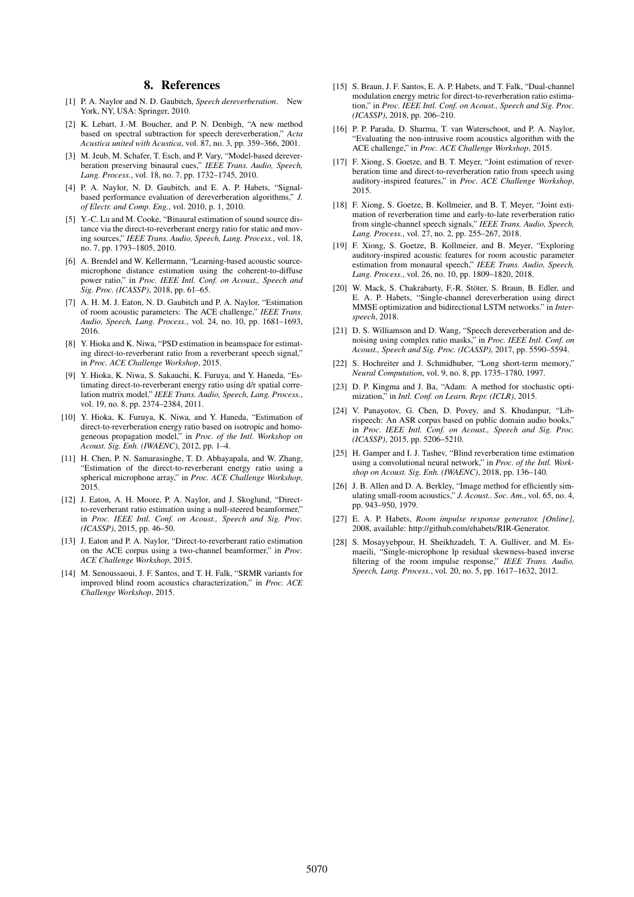## 8. References

[1] P. A. Naylor and N. D. Gaubitch, *Speech dereverberation*. New York, NY, USA: Springer, 2010.

[2] K. Lebart, J.-M. Boucher, and P. N. Denbigh, "A new method based on spectral subtraction for speech dereverberation," *Acta Acustica united with Acustica*, vol. 87, no. 3, pp. 359–366, 2001.

[3] M. Jeub, M. Schafer, T. Esch, and P. Vary, "Model-based dereverberation preserving binaural cues," *IEEE Trans. Audio, Speech, Lang. Process.*, vol. 18, no. 7, pp. 1732–1745, 2010.

[4] P. A. Naylor, N. D. Gaubitch, and E. A. P. Habets, "Signal-based performance evaluation of dereverberation algorithms," *J. of Electr. and Comp. Eng.*, vol. 2010, p. 1, 2010.

[5] Y.-C. Lu and M. Cooke, "Binaural estimation of sound source distance via the direct-to-reverberant energy ratio for static and moving sources," *IEEE Trans. Audio, Speech, Lang. Process.*, vol. 18, no. 7, pp. 1793–1805, 2010.

[6] A. Brendel and W. Kellermann, "Learning-based acoustic source-microphone distance estimation using the coherent-to-diffuse power ratio," in *Proc. IEEE Intl. Conf. on Acoust., Speech and Sig. Proc. (ICASSP)*, 2018, pp. 61–65.

[7] A. H. M. J. Eaton, N. D. Gaubitch and P. A. Naylor, "Estimation of room acoustic parameters: The ACE challenge," *IEEE Trans. Audio, Speech, Lang. Process.*, vol. 24, no. 10, pp. 1681–1693, 2016.

[8] Y. Hioka and K. Niwa, "PSD estimation in beamspace for estimating direct-to-reverberant ratio from a reverberant speech signal," in *Proc. ACE Challenge Workshop*, 2015.

[9] Y. Hioka, K. Niwa, S. Sakauchi, K. Furuya, and Y. Haneda, "Estimating direct-to-reverberant energy ratio using d/r spatial correlation matrix model," *IEEE Trans. Audio, Speech, Lang. Process.*, vol. 19, no. 8, pp. 2374–2384, 2011.

[10] Y. Hioka, K. Furuya, K. Niwa, and Y. Haneda, "Estimation of direct-to-reverberation energy ratio based on isotropic and homogeneous propagation model," in *Proc. of the Intl. Workshop on Acoust. Sig. Enh. (IWAENC)*, 2012, pp. 1–4.

[11] H. Chen, P. N. Samarasinghe, T. D. Abhayapala, and W. Zhang, "Estimation of the direct-to-reverberant energy ratio using a spherical microphone array," in *Proc. ACE Challenge Workshop*, 2015.

[12] J. Eaton, A. H. Moore, P. A. Naylor, and J. Skoglund, "Direct-to-reverberant ratio estimation using a null-steered beamformer," in *Proc. IEEE Intl. Conf. on Acoust., Speech and Sig. Proc. (ICASSP)*, 2015, pp. 46–50.

[13] J. Eaton and P. A. Naylor, "Direct-to-reverberant ratio estimation on the ACE corpus using a two-channel beamformer," in *Proc. ACE Challenge Workshop*, 2015.

[14] M. Senoussaoui, J. F. Santos, and T. H. Falk, "SRMR variants for improved blind room acoustics characterization," in *Proc. ACE Challenge Workshop*, 2015.

[15] S. Braun, J. F. Santos, E. A. P. Habets, and T. Falk, "Dual-channel modulation energy metric for direct-to-reverberation ratio estimation," in *Proc. IEEE Intl. Conf. on Acoust., Speech and Sig. Proc. (ICASSP)*, 2018, pp. 206–210.

[16] P. P. Parada, D. Sharma, T. van Waterschoot, and P. A. Naylor, "Evaluating the non-intrusive room acoustics algorithm with the ACE challenge," in *Proc. ACE Challenge Workshop*, 2015.

[17] F. Xiong, S. Goetze, and B. T. Meyer, "Joint estimation of reverberation time and direct-to-reverberation ratio from speech using auditory-inspired features," in *Proc. ACE Challenge Workshop*, 2015.

[18] F. Xiong, S. Goetze, B. Kollmeier, and B. T. Meyer, "Joint estimation of reverberation time and early-to-late reverberation ratio from single-channel speech signals," *IEEE Trans. Audio, Speech, Lang. Process.*, vol. 27, no. 2, pp. 255–267, 2018.

[19] F. Xiong, S. Goetze, B. Kollmeier, and B. Meyer, "Exploring auditory-inspired acoustic features for room acoustic parameter estimation from monaural speech," *IEEE Trans. Audio, Speech, Lang. Process.*, vol. 26, no. 10, pp. 1809–1820, 2018.

[20] W. Mack, S. Chakrabarty, F.-R. Stöter, S. Braun, B. Edler, and E. A. P. Habets, "Single-channel dereverberation using direct MMSE optimization and bidirectional LSTM networks." in *Interspeech*, 2018.

[21] D. S. Williamson and D. Wang, "Speech dereverberation and denoising using complex ratio masks," in *Proc. IEEE Intl. Conf. on Acoust., Speech and Sig. Proc. (ICASSP)*, 2017, pp. 5590–5594.

[22] S. Hochreiter and J. Schmidhuber, "Long short-term memory," *Neural Computation*, vol. 9, no. 8, pp. 1735–1780, 1997.

[23] D. P. Kingma and J. Ba, "Adam: A method for stochastic optimization," in *Intl. Conf. on Learn. Repr. (ICLR)*, 2015.

[24] V. Panayotov, G. Chen, D. Povey, and S. Khudanpur, "Librispeech: An ASR corpus based on public domain audio books," in *Proc. IEEE Intl. Conf. on Acoust., Speech and Sig. Proc. (ICASSP)*, 2015, pp. 5206–5210.

[25] H. Gamper and I. J. Tashev, "Blind reverberation time estimation using a convolutional neural network," in *Proc. of the Intl. Workshop on Acoust. Sig. Enh. (IWAENC)*, 2018, pp. 136–140.

[26] J. B. Allen and D. A. Berkley, "Image method for efficiently simulating small-room acoustics," *J. Acoust.. Soc. Am.*, vol. 65, no. 4, pp. 943–950, 1979.

[27] E. A. P. Habets, *Room impulse response generator. [Online]*, 2008, available: http://github.com/ehabets/RIR-Generator.

[28] S. Mosayyebpour, H. Sheikhzadeh, T. A. Gulliver, and M. Esmaeili, "Single-microphone lp residual skewness-based inverse filtering of the room impulse response," *IEEE Trans. Audio, Speech, Lang. Process.*, vol. 20, no. 5, pp. 1617–1632, 2012.